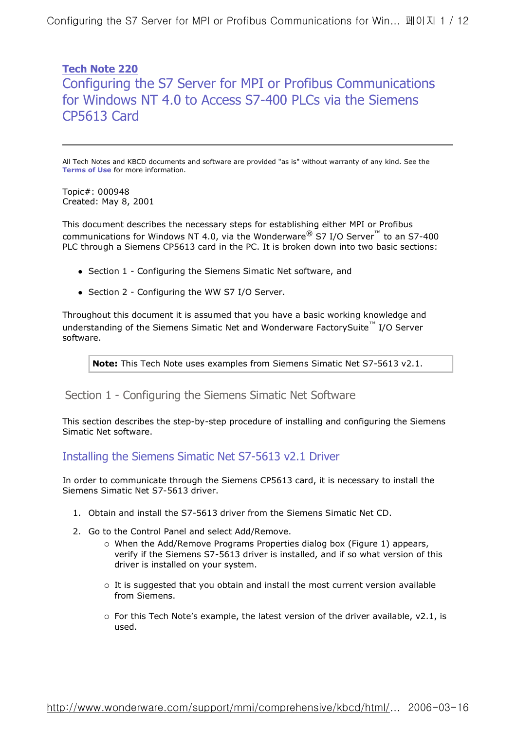# Tech Note 220

# Configuring the S7 Server for MPI or Profibus Communications for Windows NT 4.0 to Access S7-400 PLCs via the Siemens CP5613 Card

All Tech Notes and KBCD documents and software are provided "as is" without warranty of any kind. See the **Terms of Use** for more information.

Topic#: 000948
Created: May 8, 2001

This document describes the necessary steps for establishing either MPI or Profibus communications for Windows NT 4.0, via the Wonderware® S7 I/O Server™ to an S7-400 PLC through a Siemens CP5613 card in the PC. It is broken down into two basic sections:

- Section 1 - Configuring the Siemens Simatic Net software, and
- Section 2 - Configuring the WW S7 I/O Server.

Throughout this document it is assumed that you have a basic working knowledge and understanding of the Siemens Simatic Net and Wonderware FactorySuite™ I/O Server software.

> **Note:** This Tech Note uses examples from Siemens Simatic Net S7-5613 v2.1.

## Section 1 - Configuring the Siemens Simatic Net Software

This section describes the step-by-step procedure of installing and configuring the Siemens Simatic Net software.

### Installing the Siemens Simatic Net S7-5613 v2.1 Driver

In order to communicate through the Siemens CP5613 card, it is necessary to install the Siemens Simatic Net S7-5613 driver.

1. Obtain and install the S7-5613 driver from the Siemens Simatic Net CD.
2. Go to the Control Panel and select Add/Remove.
    - When the Add/Remove Programs Properties dialog box (Figure 1) appears, verify if the Siemens S7-5613 driver is installed, and if so what version of this driver is installed on your system.
    - It is suggested that you obtain and install the most current version available from Siemens.
    - For this Tech Note's example, the latest version of the driver available, v2.1, is used.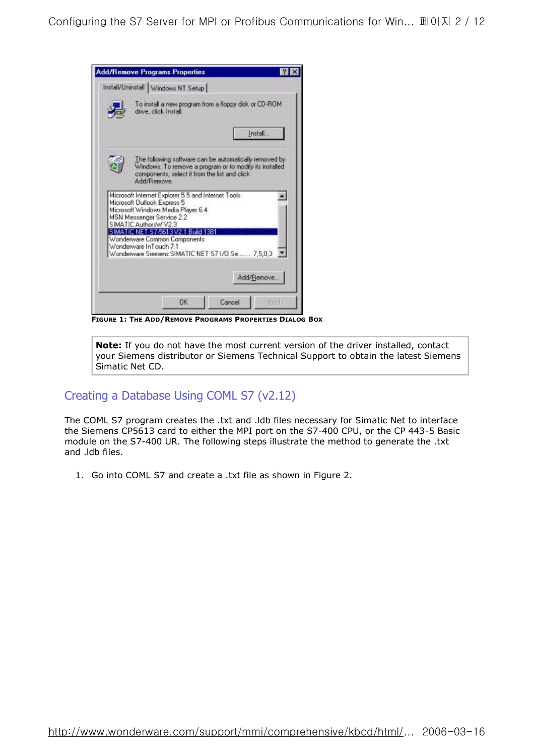Figure 1: The Add/Remove Programs Properties Dialog Box

> **Note:** If you do not have the most current version of the driver installed, contact your Siemens distributor or Siemens Technical Support to obtain the latest Siemens Simatic Net CD.

## Creating a Database Using COML S7 (v2.12)

The COML S7 program creates the .txt and .ldb files necessary for Simatic Net to interface the Siemens CP5613 card to either the MPI port on the S7-400 CPU, or the CP 443-5 Basic module on the S7-400 UR. The following steps illustrate the method to generate the .txt and .ldb files.

1. Go into COML S7 and create a .txt file as shown in Figure 2.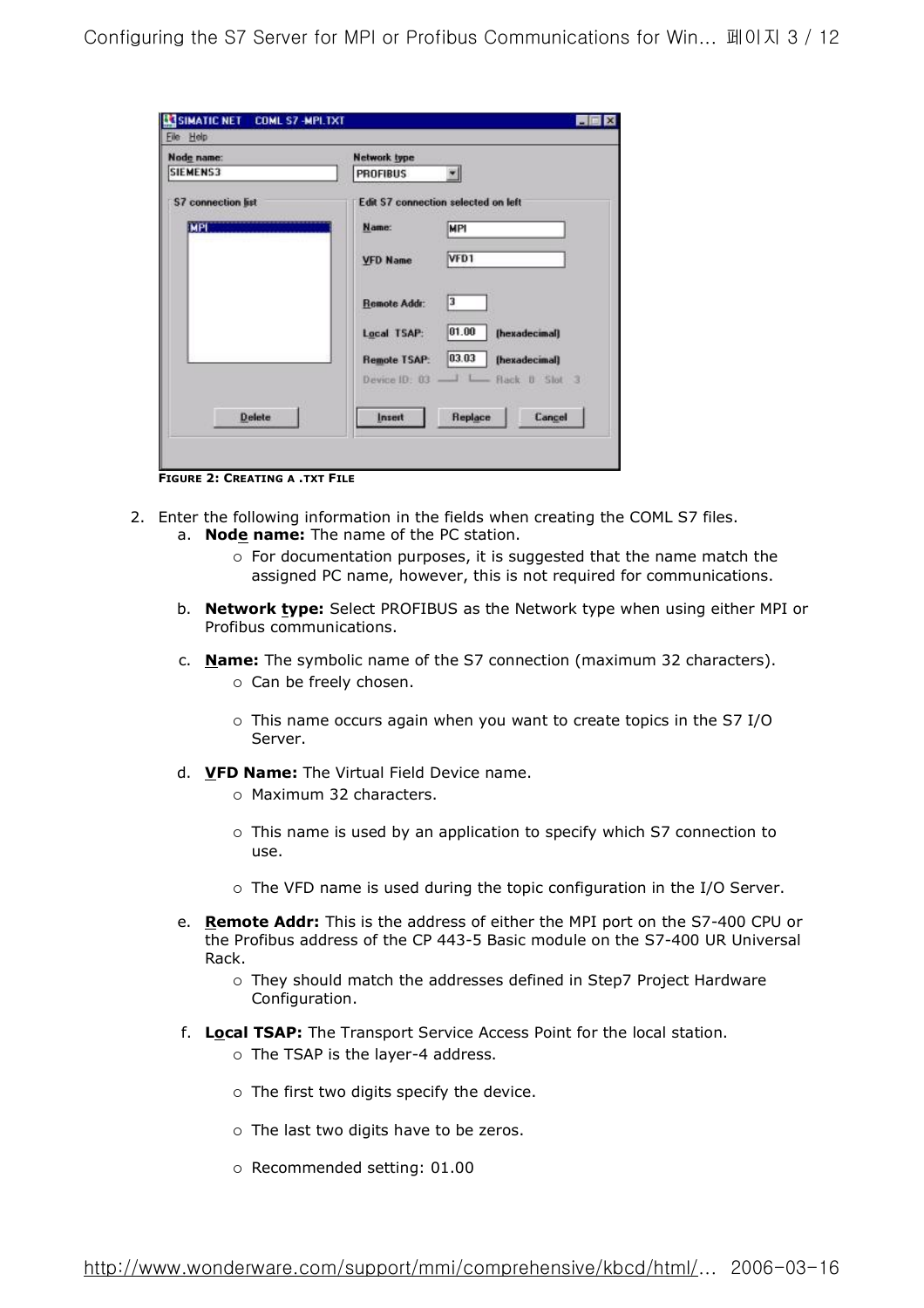FIGURE 2: CREATING A .TXT FILE

2. Enter the following information in the fields when creating the COML S7 files.
   a. **Node name:** The name of the PC station.
      - For documentation purposes, it is suggested that the name match the assigned PC name, however, this is not required for communications.

   b. **Network type:** Select PROFIBUS as the Network type when using either MPI or Profibus communications.

   c. **Name:** The symbolic name of the S7 connection (maximum 32 characters).
      - Can be freely chosen.
      - This name occurs again when you want to create topics in the S7 I/O Server.

   d. **VFD Name:** The Virtual Field Device name.
      - Maximum 32 characters.
      - This name is used by an application to specify which S7 connection to use.
      - The VFD name is used during the topic configuration in the I/O Server.

   e. **Remote Addr:** This is the address of either the MPI port on the S7-400 CPU or the Profibus address of the CP 443-5 Basic module on the S7-400 UR Universal Rack.
      - They should match the addresses defined in Step7 Project Hardware Configuration.

   f. **Local TSAP:** The Transport Service Access Point for the local station.
      - The TSAP is the layer-4 address.
      - The first two digits specify the device.
      - The last two digits have to be zeros.
      - Recommended setting: 01.00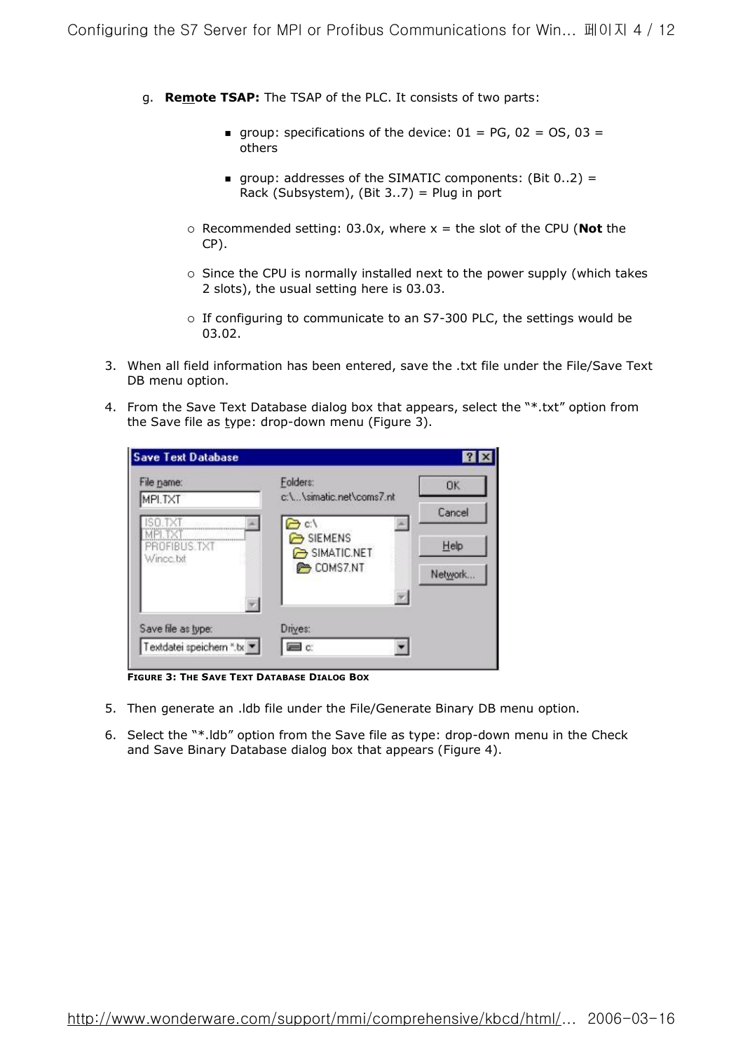g. **Remote TSAP:** The TSAP of the PLC. It consists of two parts:

   - group: specifications of the device: 01 = PG, 02 = OS, 03 = others
   - group: addresses of the SIMATIC components: (Bit 0..2) = Rack (Subsystem), (Bit 3..7) = Plug in port

   - Recommended setting: 03.0x, where x = the slot of the CPU (**Not** the CP).
   - Since the CPU is normally installed next to the power supply (which takes 2 slots), the usual setting here is 03.03.
   - If configuring to communicate to an S7-300 PLC, the settings would be 03.02.

3. When all field information has been entered, save the .txt file under the File/Save Text DB menu option.
4. From the Save Text Database dialog box that appears, select the "*.txt" option from the Save file as type: drop-down menu (Figure 3).

**FIGURE 3: THE SAVE TEXT DATABASE DIALOG BOX**

5. Then generate an .ldb file under the File/Generate Binary DB menu option.
6. Select the "*.ldb" option from the Save file as type: drop-down menu in the Check and Save Binary Database dialog box that appears (Figure 4).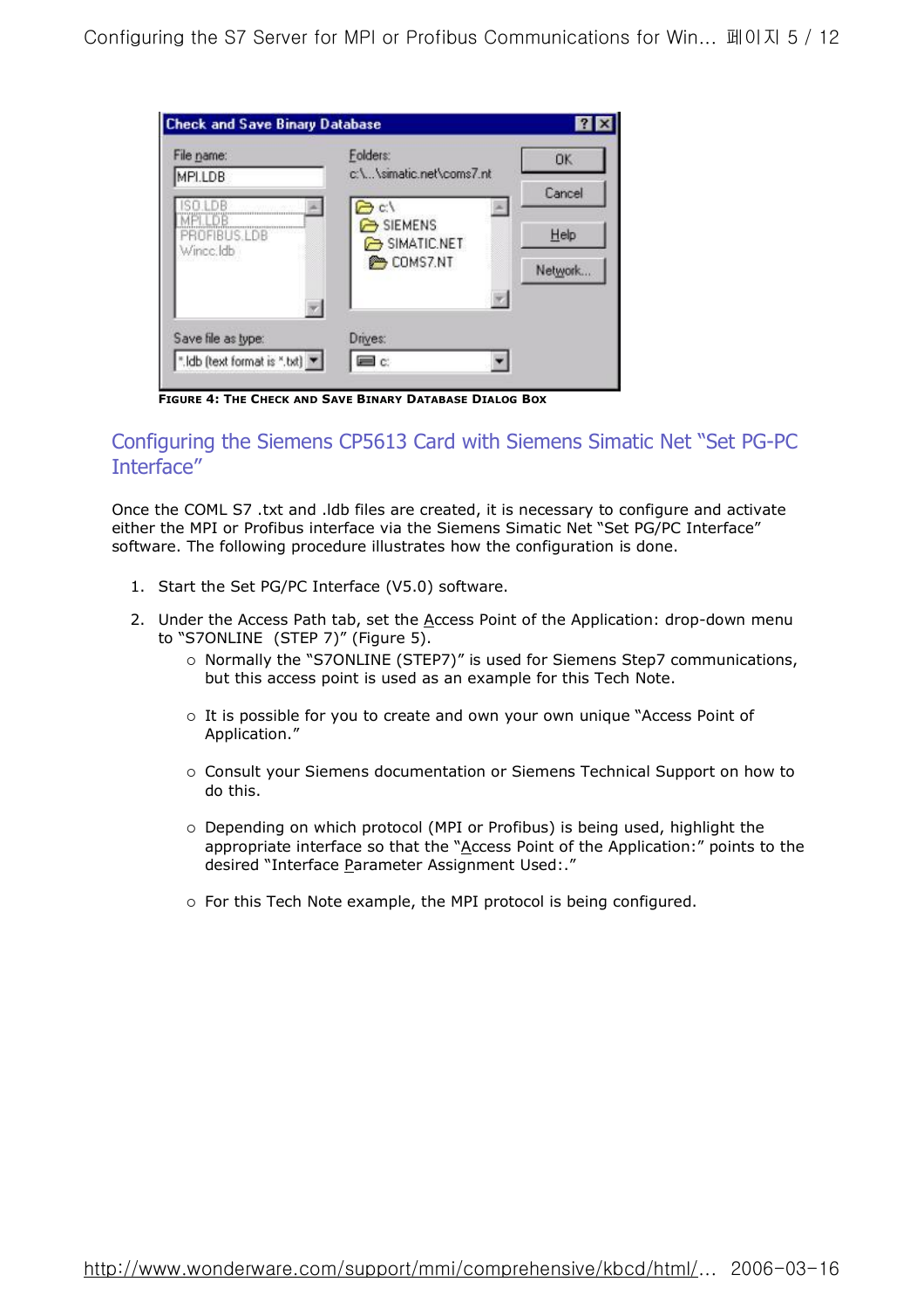FIGURE 4: THE CHECK AND SAVE BINARY DATABASE DIALOG BOX

## Configuring the Siemens CP5613 Card with Siemens Simatic Net "Set PG-PC Interface"

Once the COML S7 .txt and .ldb files are created, it is necessary to configure and activate either the MPI or Profibus interface via the Siemens Simatic Net "Set PG/PC Interface" software. The following procedure illustrates how the configuration is done.

1. Start the Set PG/PC Interface (V5.0) software.
2. Under the Access Path tab, set the Access Point of the Application: drop-down menu to "S7ONLINE (STEP 7)" (Figure 5).
   - Normally the "S7ONLINE (STEP7)" is used for Siemens Step7 communications, but this access point is used as an example for this Tech Note.
   - It is possible for you to create and own your own unique "Access Point of Application."
   - Consult your Siemens documentation or Siemens Technical Support on how to do this.
   - Depending on which protocol (MPI or Profibus) is being used, highlight the appropriate interface so that the "Access Point of the Application:" points to the desired "Interface Parameter Assignment Used:."
   - For this Tech Note example, the MPI protocol is being configured.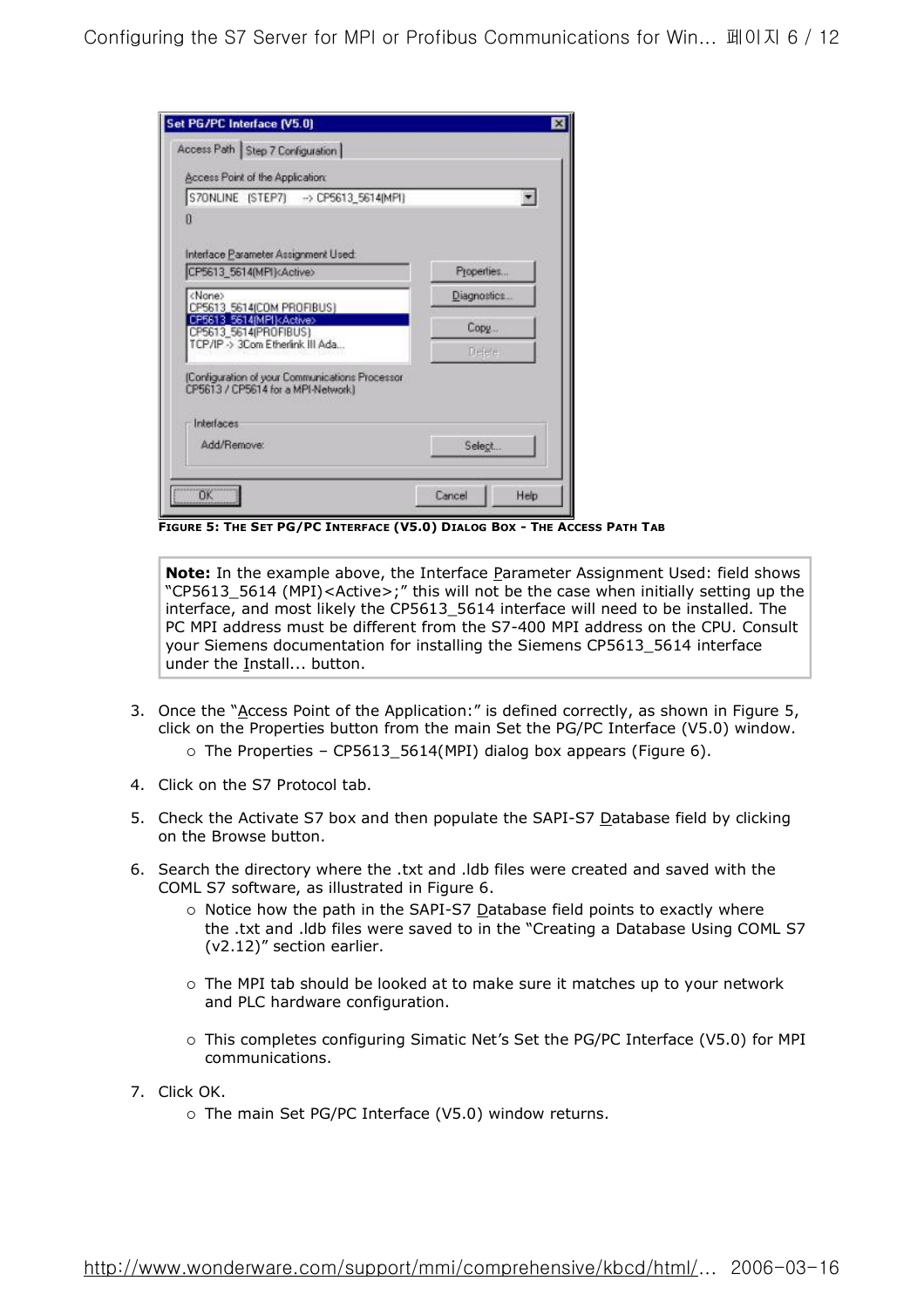FIGURE 5: THE SET PG/PC INTERFACE (V5.0) DIALOG BOX - THE ACCESS PATH TAB

> **Note:** In the example above, the Interface Parameter Assignment Used: field shows "CP5613_5614 (MPI)<Active>;" this will not be the case when initially setting up the interface, and most likely the CP5613_5614 interface will need to be installed. The PC MPI address must be different from the S7-400 MPI address on the CPU. Consult your Siemens documentation for installing the Siemens CP5613_5614 interface under the Install... button.

3. Once the "Access Point of the Application:" is defined correctly, as shown in Figure 5, click on the Properties button from the main Set the PG/PC Interface (V5.0) window.
   - The Properties – CP5613_5614(MPI) dialog box appears (Figure 6).
4. Click on the S7 Protocol tab.
5. Check the Activate S7 box and then populate the SAPI-S7 Database field by clicking on the Browse button.
6. Search the directory where the .txt and .ldb files were created and saved with the COML S7 software, as illustrated in Figure 6.
   - Notice how the path in the SAPI-S7 Database field points to exactly where the .txt and .ldb files were saved to in the "Creating a Database Using COML S7 (v2.12)" section earlier.
   - The MPI tab should be looked at to make sure it matches up to your network and PLC hardware configuration.
   - This completes configuring Simatic Net's Set the PG/PC Interface (V5.0) for MPI communications.
7. Click OK.
   - The main Set PG/PC Interface (V5.0) window returns.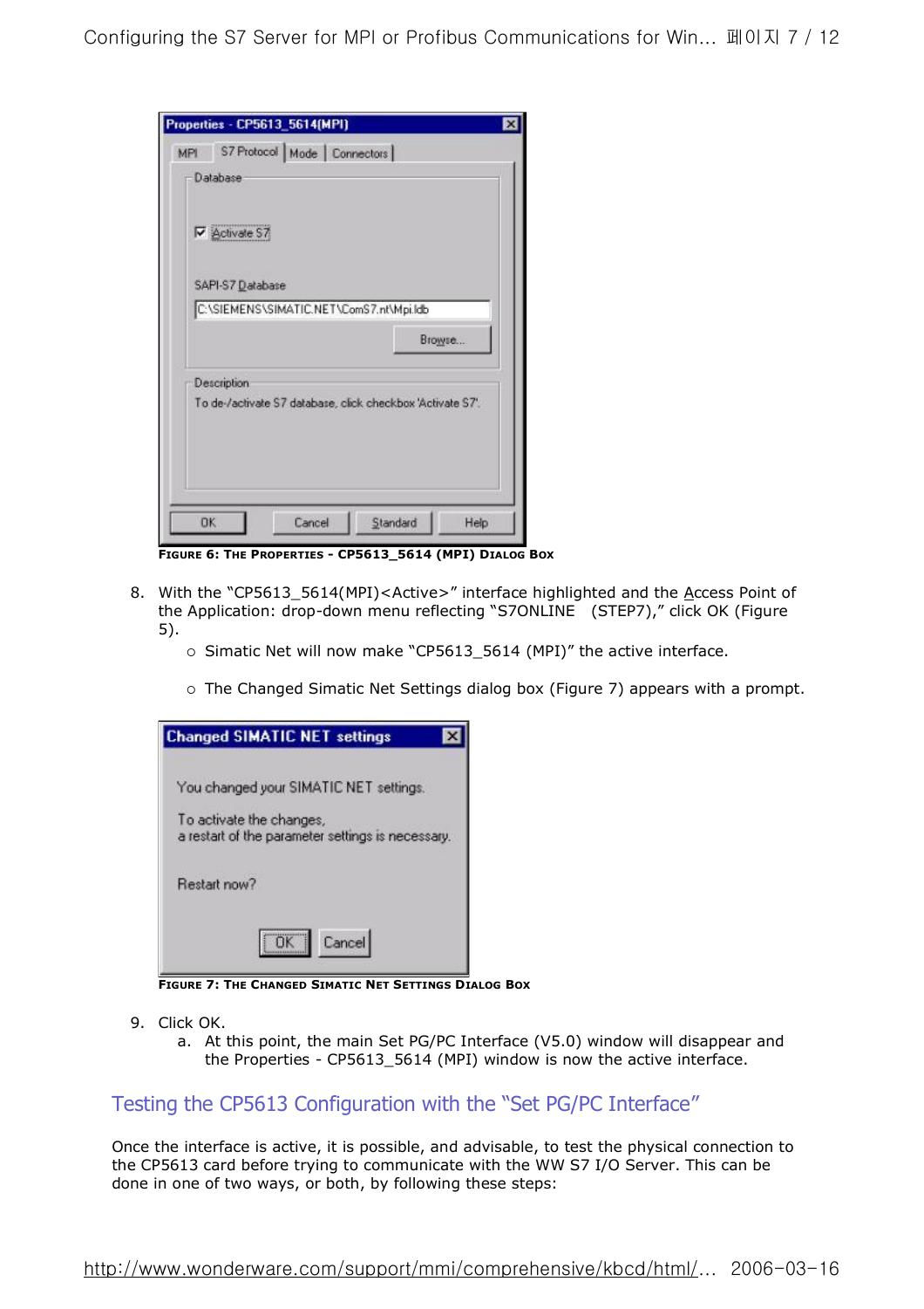FIGURE 6: THE PROPERTIES - CP5613_5614 (MPI) DIALOG BOX

8. With the “CP5613_5614(MPI)<Active>” interface highlighted and the Access Point of the Application: drop-down menu reflecting “S7ONLINE (STEP7),” click OK (Figure 5).
   - Simatic Net will now make “CP5613_5614 (MPI)” the active interface.
   - The Changed Simatic Net Settings dialog box (Figure 7) appears with a prompt.

FIGURE 7: THE CHANGED SIMATIC NET SETTINGS DIALOG BOX

9. Click OK.
   a. At this point, the main Set PG/PC Interface (V5.0) window will disappear and the Properties - CP5613_5614 (MPI) window is now the active interface.

## Testing the CP5613 Configuration with the “Set PG/PC Interface”

Once the interface is active, it is possible, and advisable, to test the physical connection to the CP5613 card before trying to communicate with the WW S7 I/O Server. This can be done in one of two ways, or both, by following these steps: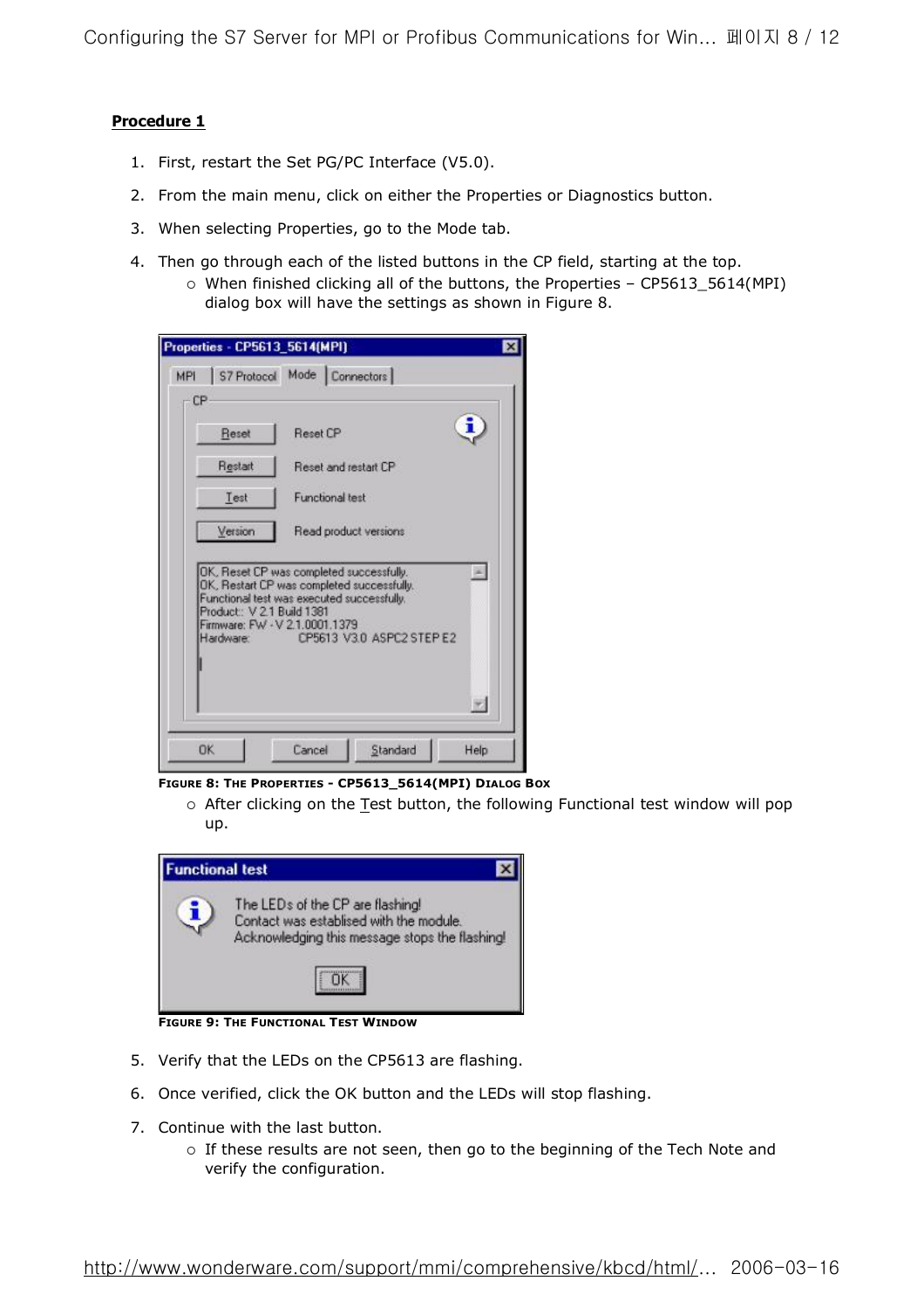**Procedure 1**

1. First, restart the Set PG/PC Interface (V5.0).
2. From the main menu, click on either the Properties or Diagnostics button.
3. When selecting Properties, go to the Mode tab.
4. Then go through each of the listed buttons in the CP field, starting at the top.
   - When finished clicking all of the buttons, the Properties – CP5613_5614(MPI) dialog box will have the settings as shown in Figure 8.

FIGURE 8: THE PROPERTIES - CP5613_5614(MPI) DIALOG BOX

   - After clicking on the Test button, the following Functional test window will pop up.

FIGURE 9: THE FUNCTIONAL TEST WINDOW

5. Verify that the LEDs on the CP5613 are flashing.
6. Once verified, click the OK button and the LEDs will stop flashing.
7. Continue with the last button.
   - If these results are not seen, then go to the beginning of the Tech Note and verify the configuration.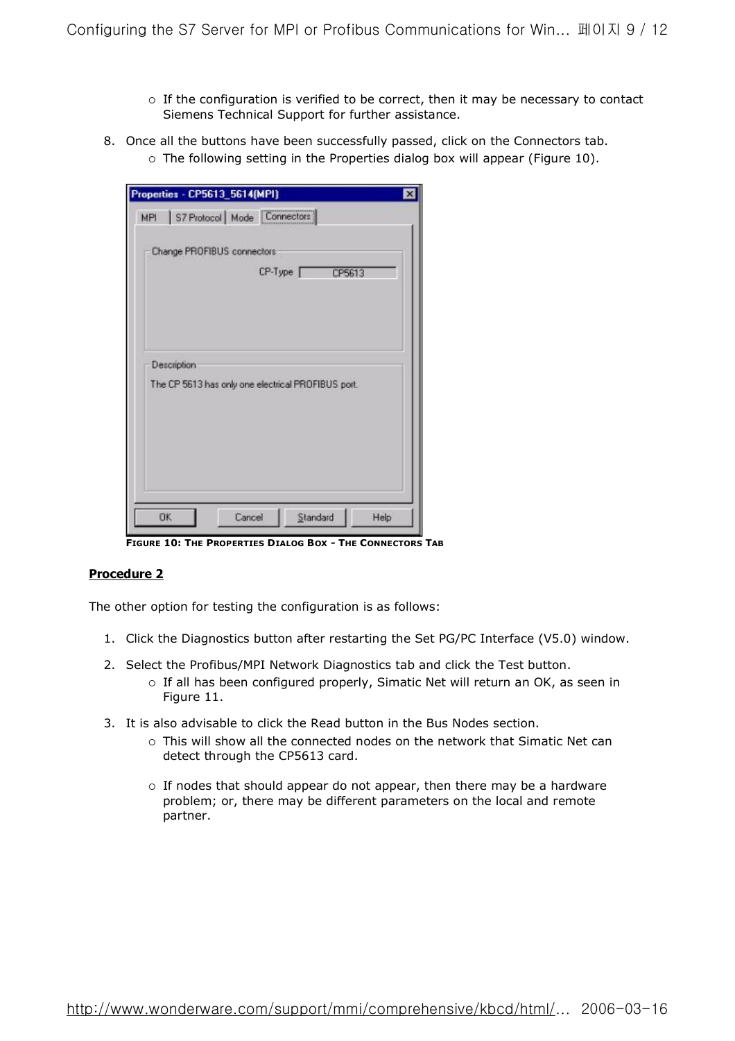- If the configuration is verified to be correct, then it may be necessary to contact Siemens Technical Support for further assistance.

8. Once all the buttons have been successfully passed, click on the Connectors tab.
   - The following setting in the Properties dialog box will appear (Figure 10).

FIGURE 10: THE PROPERTIES DIALOG BOX - THE CONNECTORS TAB

**Procedure 2**

The other option for testing the configuration is as follows:

1. Click the Diagnostics button after restarting the Set PG/PC Interface (V5.0) window.
2. Select the Profibus/MPI Network Diagnostics tab and click the Test button.
   - If all has been configured properly, Simatic Net will return an OK, as seen in Figure 11.
3. It is also advisable to click the Read button in the Bus Nodes section.
   - This will show all the connected nodes on the network that Simatic Net can detect through the CP5613 card.
   - If nodes that should appear do not appear, then there may be a hardware problem; or, there may be different parameters on the local and remote partner.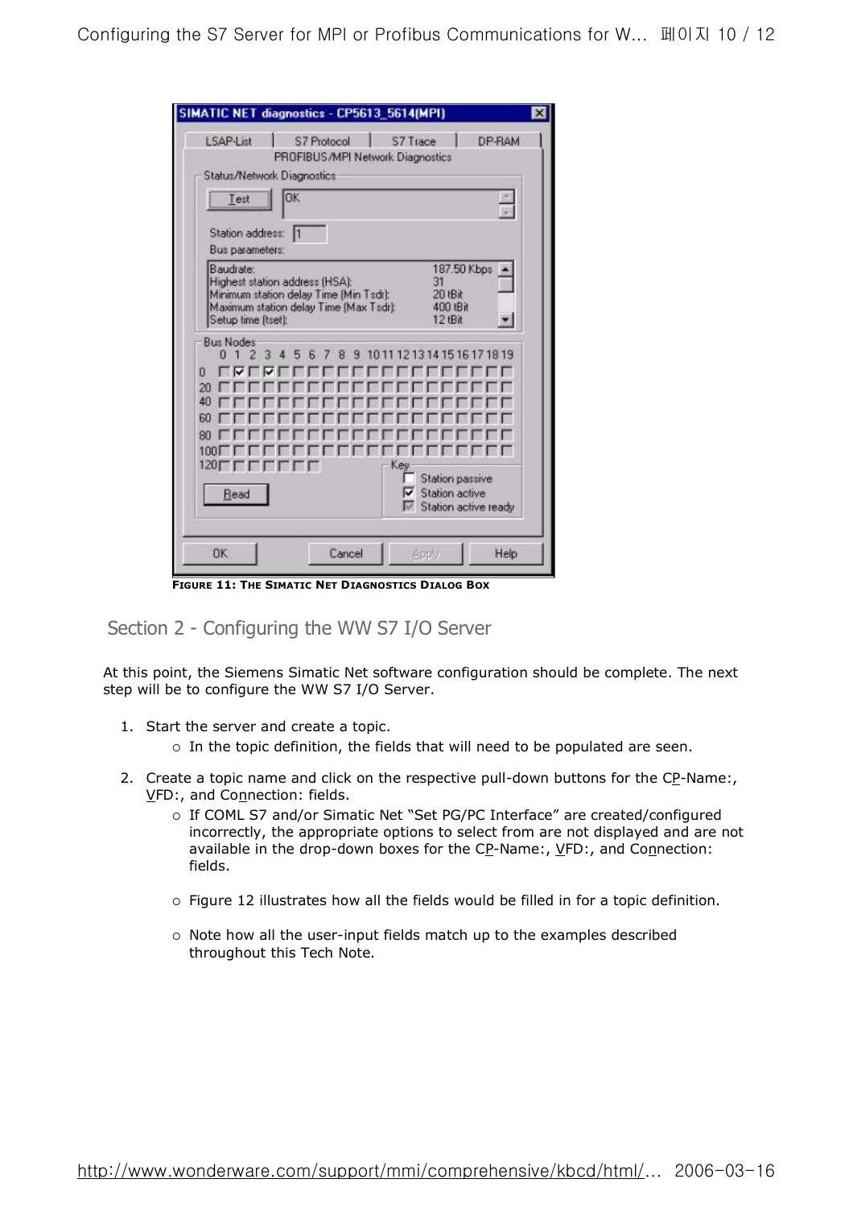FIGURE 11: THE SIMATIC NET DIAGNOSTICS DIALOG BOX

## Section 2 - Configuring the WW S7 I/O Server

At this point, the Siemens Simatic Net software configuration should be complete. The next step will be to configure the WW S7 I/O Server.

1. Start the server and create a topic.
   - In the topic definition, the fields that will need to be populated are seen.
2. Create a topic name and click on the respective pull-down buttons for the CP-Name:, VFD:, and Connection: fields.
   - If COML S7 and/or Simatic Net "Set PG/PC Interface" are created/configured incorrectly, the appropriate options to select from are not displayed and are not available in the drop-down boxes for the CP-Name:, VFD:, and Connection: fields.
   - Figure 12 illustrates how all the fields would be filled in for a topic definition.
   - Note how all the user-input fields match up to the examples described throughout this Tech Note.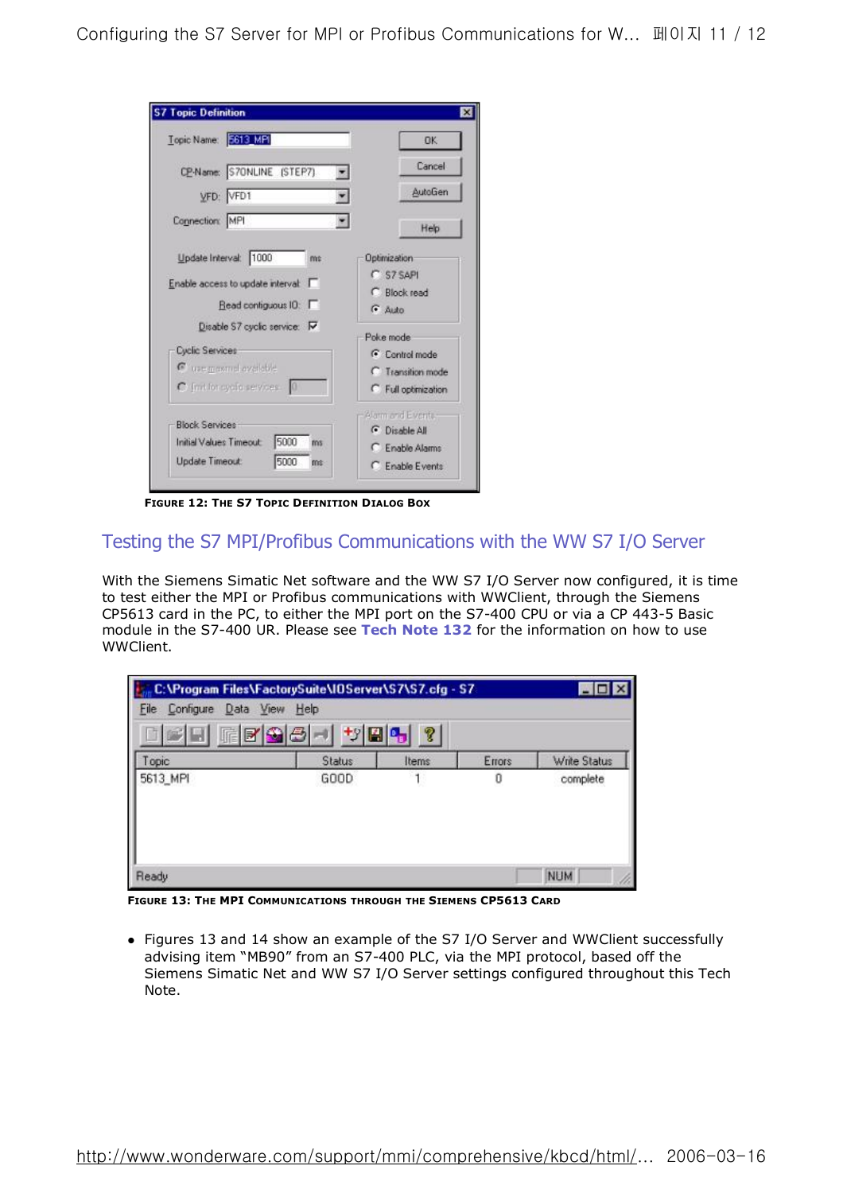FIGURE 12: THE S7 TOPIC DEFINITION DIALOG BOX

## Testing the S7 MPI/Profibus Communications with the WW S7 I/O Server

With the Siemens Simatic Net software and the WW S7 I/O Server now configured, it is time to test either the MPI or Profibus communications with WWClient, through the Siemens CP5613 card in the PC, to either the MPI port on the S7-400 CPU or via a CP 443-5 Basic module in the S7-400 UR. Please see **Tech Note 132** for the information on how to use WWClient.

FIGURE 13: THE MPI COMMUNICATIONS THROUGH THE SIEMENS CP5613 CARD

- Figures 13 and 14 show an example of the S7 I/O Server and WWClient successfully advising item "MB90" from an S7-400 PLC, via the MPI protocol, based off the Siemens Simatic Net and WW S7 I/O Server settings configured throughout this Tech Note.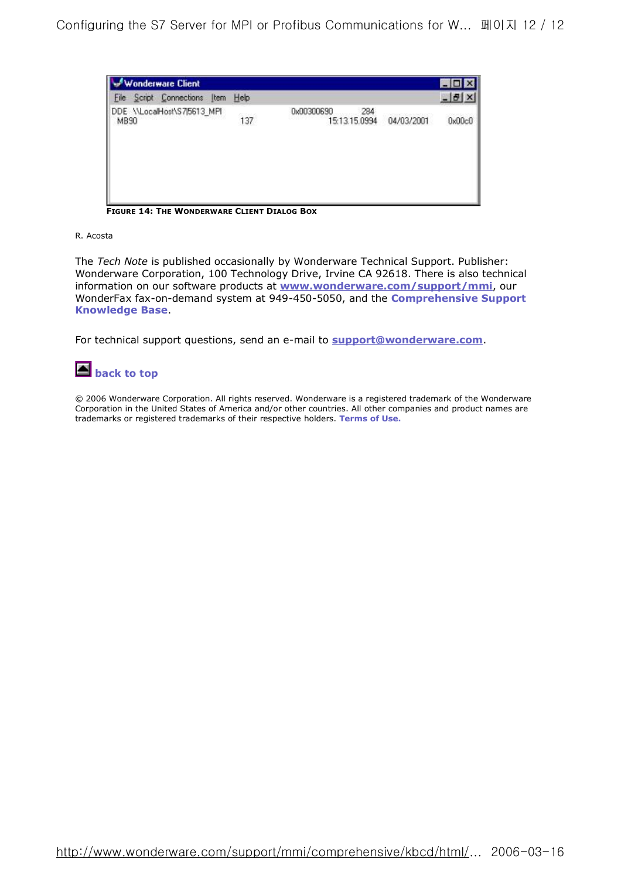**Figure 14: The Wonderware Client Dialog Box**

R. Acosta

The *Tech Note* is published occasionally by Wonderware Technical Support. Publisher: Wonderware Corporation, 100 Technology Drive, Irvine CA 92618. There is also technical information on our software products at **www.wonderware.com/support/mmi**, our WonderFax fax-on-demand system at 949-450-5050, and the **Comprehensive Support Knowledge Base**.

For technical support questions, send an e-mail to **support@wonderware.com**.

**back to top**

© 2006 Wonderware Corporation. All rights reserved. Wonderware is a registered trademark of the Wonderware Corporation in the United States of America and/or other countries. All other companies and product names are trademarks or registered trademarks of their respective holders. **Terms of Use.**